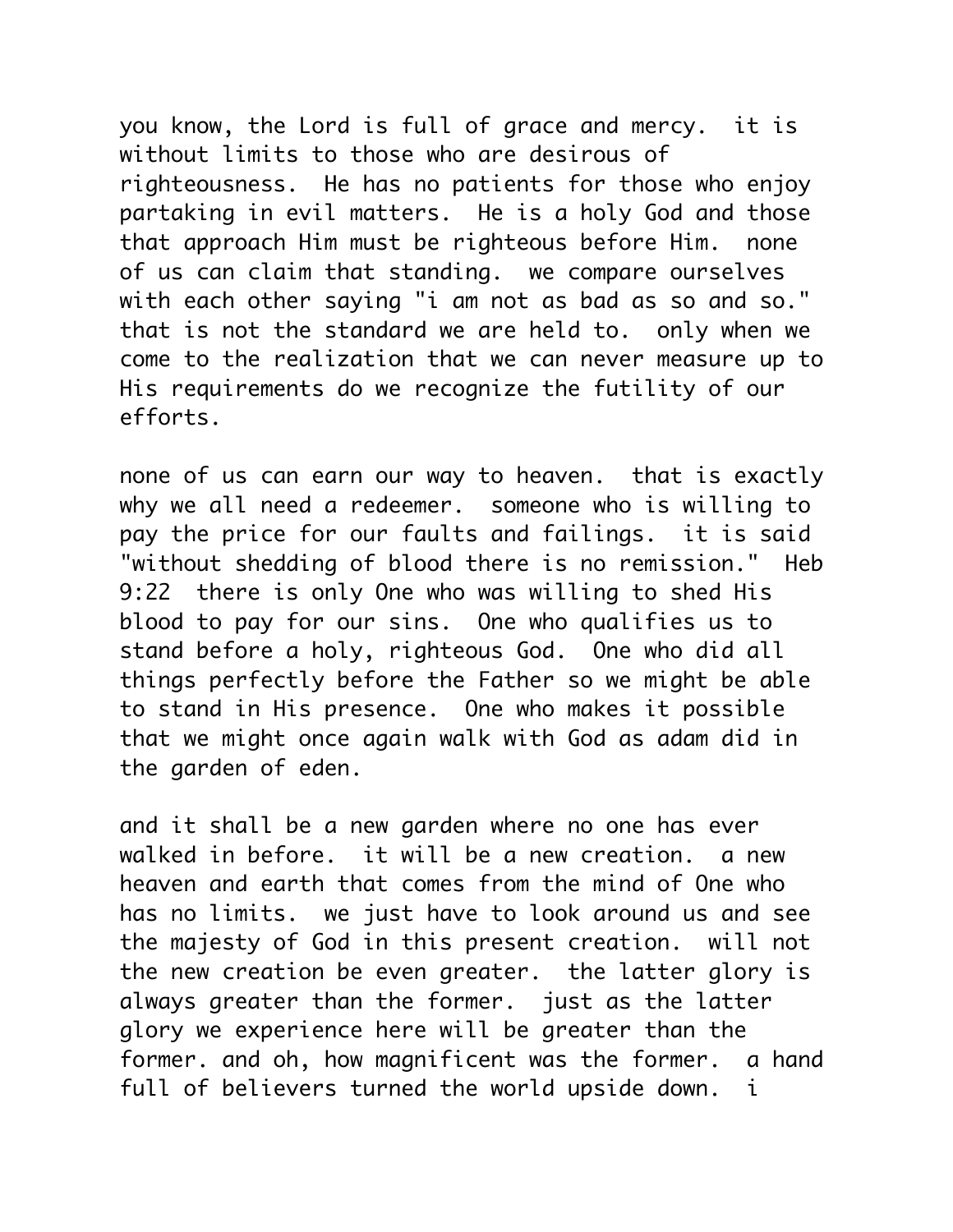you know, the Lord is full of grace and mercy. it is without limits to those who are desirous of righteousness. He has no patients for those who enjoy partaking in evil matters. He is a holy God and those that approach Him must be righteous before Him. none of us can claim that standing. we compare ourselves with each other saying "i am not as bad as so and so." that is not the standard we are held to. only when we come to the realization that we can never measure up to His requirements do we recognize the futility of our efforts.

none of us can earn our way to heaven. that is exactly why we all need a redeemer. someone who is willing to pay the price for our faults and failings. it is said "without shedding of blood there is no remission." Heb 9:22 there is only One who was willing to shed His blood to pay for our sins. One who qualifies us to stand before a holy, righteous God. One who did all things perfectly before the Father so we might be able to stand in His presence. One who makes it possible that we might once again walk with God as adam did in the garden of eden.

and it shall be a new garden where no one has ever walked in before. it will be a new creation. a new heaven and earth that comes from the mind of One who has no limits. we just have to look around us and see the majesty of God in this present creation. will not the new creation be even greater. the latter glory is always greater than the former. just as the latter glory we experience here will be greater than the former. and oh, how magnificent was the former. a hand full of believers turned the world upside down. i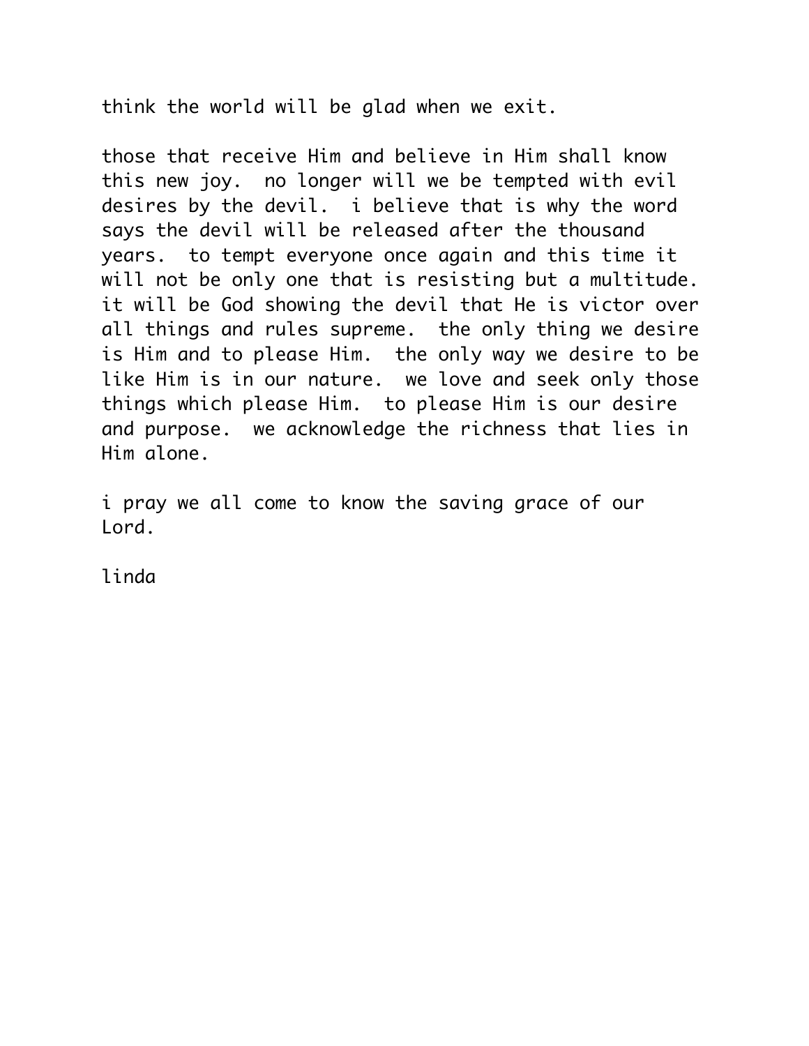think the world will be glad when we exit.

those that receive Him and believe in Him shall know this new joy.  no longer will we be tempted with evil desires by the devil.  i believe that is why the word says the devil will be released after the thousand years.  to tempt everyone once again and this time it will not be only one that is resisting but a multitude.  it will be God showing the devil that He is victor over all things and rules supreme.  the only thing we desire is Him and to please Him.  the only way we desire to be like Him is in our nature.  we love and seek only those things which please Him.  to please Him is our desire and purpose.  we acknowledge the richness that lies in Him alone.

i pray we all come to know the saving grace of our Lord.

linda